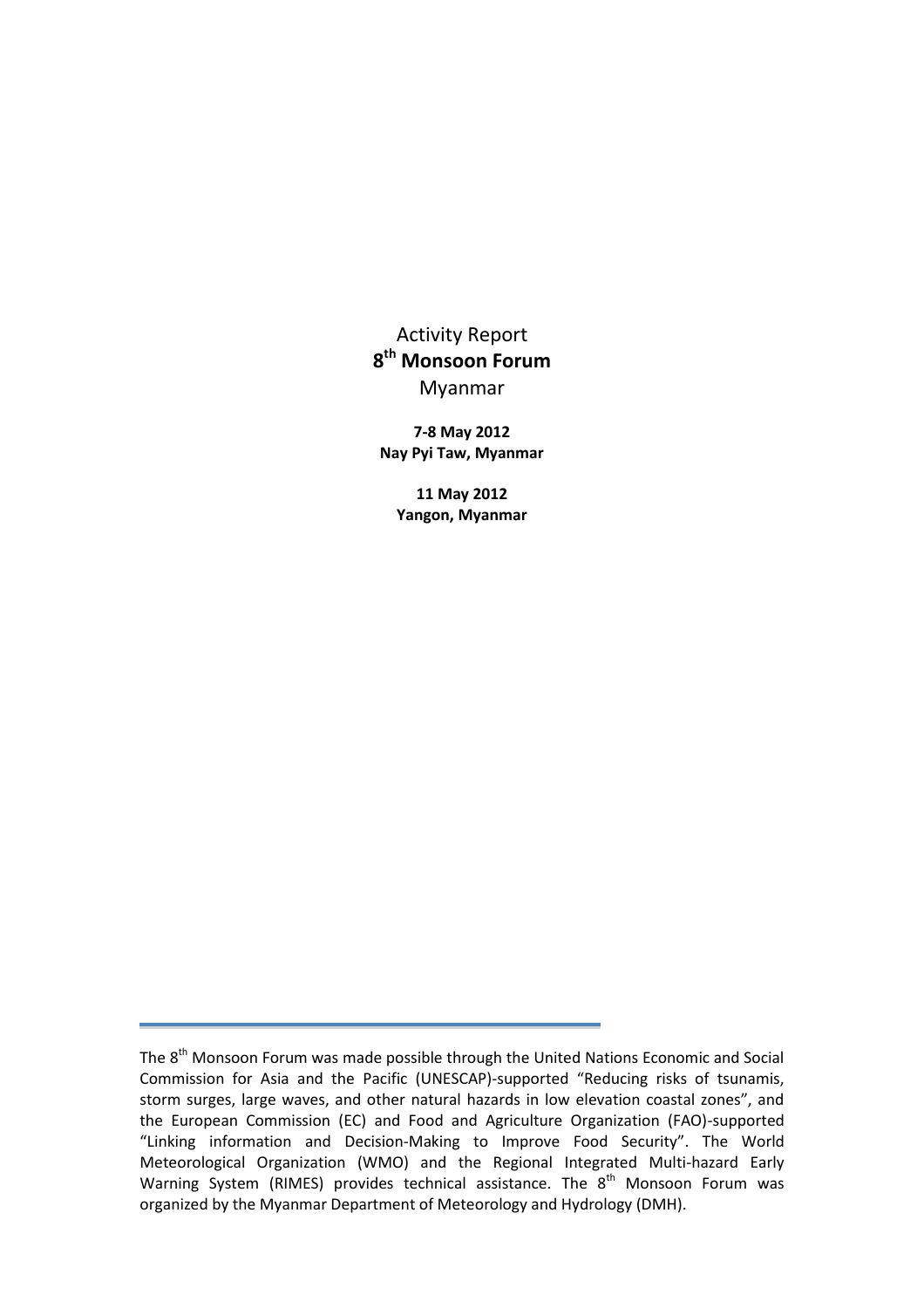Activity Report

# 8th Monsoon Forum

Myanmar

**7-8 May 2012**
**Nay Pyi Taw, Myanmar**

**11 May 2012**
**Yangon, Myanmar**

---

The 8th Monsoon Forum was made possible through the United Nations Economic and Social Commission for Asia and the Pacific (UNESCAP)-supported "Reducing risks of tsunamis, storm surges, large waves, and other natural hazards in low elevation coastal zones", and the European Commission (EC) and Food and Agriculture Organization (FAO)-supported "Linking information and Decision-Making to Improve Food Security". The World Meteorological Organization (WMO) and the Regional Integrated Multi-hazard Early Warning System (RIMES) provides technical assistance. The 8th Monsoon Forum was organized by the Myanmar Department of Meteorology and Hydrology (DMH).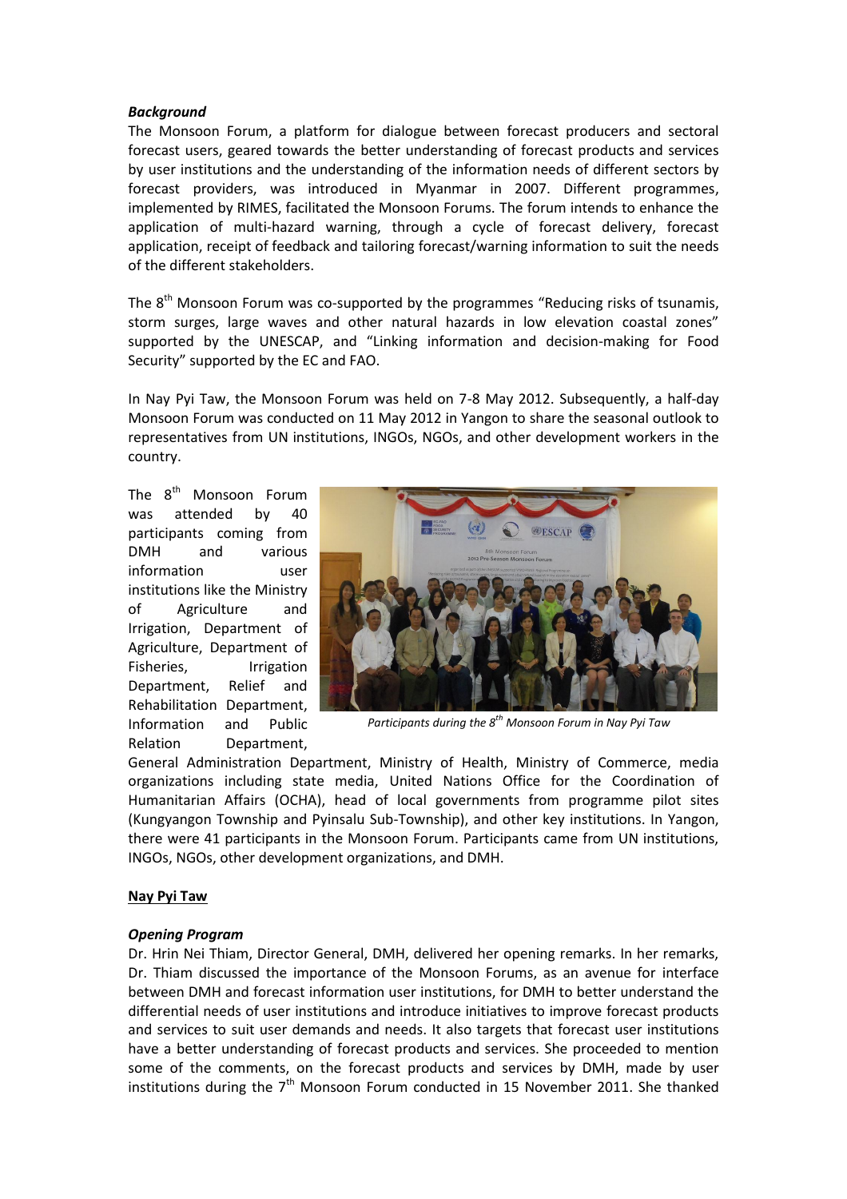***Background***

The Monsoon Forum, a platform for dialogue between forecast producers and sectoral forecast users, geared towards the better understanding of forecast products and services by user institutions and the understanding of the information needs of different sectors by forecast providers, was introduced in Myanmar in 2007. Different programmes, implemented by RIMES, facilitated the Monsoon Forums. The forum intends to enhance the application of multi-hazard warning, through a cycle of forecast delivery, forecast application, receipt of feedback and tailoring forecast/warning information to suit the needs of the different stakeholders.

The 8th Monsoon Forum was co-supported by the programmes "Reducing risks of tsunamis, storm surges, large waves and other natural hazards in low elevation coastal zones" supported by the UNESCAP, and "Linking information and decision-making for Food Security" supported by the EC and FAO.

In Nay Pyi Taw, the Monsoon Forum was held on 7-8 May 2012. Subsequently, a half-day Monsoon Forum was conducted on 11 May 2012 in Yangon to share the seasonal outlook to representatives from UN institutions, INGOs, NGOs, and other development workers in the country.

The 8th Monsoon Forum was attended by 40 participants coming from DMH and various information user institutions like the Ministry of Agriculture and Irrigation, Department of Agriculture, Department of Fisheries, Irrigation Department, Relief and Rehabilitation Department, Information and Public Relation Department, General Administration Department, Ministry of Health, Ministry of Commerce, media organizations including state media, United Nations Office for the Coordination of Humanitarian Affairs (OCHA), head of local governments from programme pilot sites (Kungyangon Township and Pyinsalu Sub-Township), and other key institutions. In Yangon, there were 41 participants in the Monsoon Forum. Participants came from UN institutions, INGOs, NGOs, other development organizations, and DMH.

*Participants during the 8th Monsoon Forum in Nay Pyi Taw*

## Nay Pyi Taw

***Opening Program***

Dr. Hrin Nei Thiam, Director General, DMH, delivered her opening remarks. In her remarks, Dr. Thiam discussed the importance of the Monsoon Forums, as an avenue for interface between DMH and forecast information user institutions, for DMH to better understand the differential needs of user institutions and introduce initiatives to improve forecast products and services to suit user demands and needs. It also targets that forecast user institutions have a better understanding of forecast products and services. She proceeded to mention some of the comments, on the forecast products and services by DMH, made by user institutions during the 7th Monsoon Forum conducted in 15 November 2011. She thanked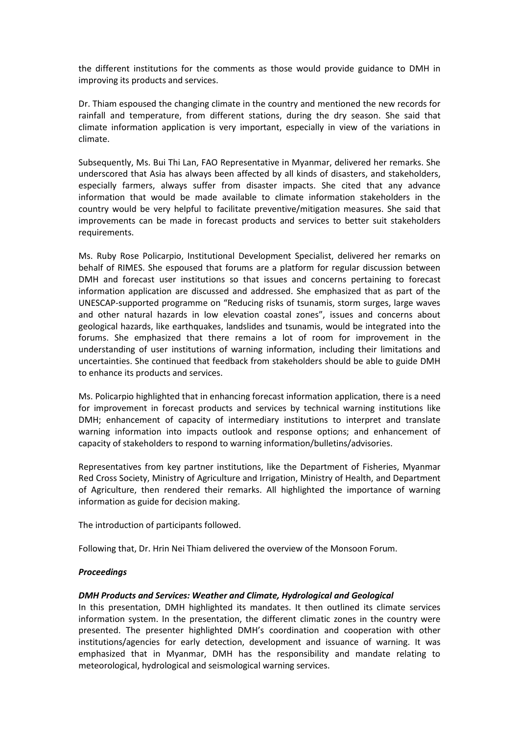the different institutions for the comments as those would provide guidance to DMH in improving its products and services.

Dr. Thiam espoused the changing climate in the country and mentioned the new records for rainfall and temperature, from different stations, during the dry season. She said that climate information application is very important, especially in view of the variations in climate.

Subsequently, Ms. Bui Thi Lan, FAO Representative in Myanmar, delivered her remarks. She underscored that Asia has always been affected by all kinds of disasters, and stakeholders, especially farmers, always suffer from disaster impacts. She cited that any advance information that would be made available to climate information stakeholders in the country would be very helpful to facilitate preventive/mitigation measures. She said that improvements can be made in forecast products and services to better suit stakeholders requirements.

Ms. Ruby Rose Policarpio, Institutional Development Specialist, delivered her remarks on behalf of RIMES. She espoused that forums are a platform for regular discussion between DMH and forecast user institutions so that issues and concerns pertaining to forecast information application are discussed and addressed. She emphasized that as part of the UNESCAP-supported programme on "Reducing risks of tsunamis, storm surges, large waves and other natural hazards in low elevation coastal zones", issues and concerns about geological hazards, like earthquakes, landslides and tsunamis, would be integrated into the forums. She emphasized that there remains a lot of room for improvement in the understanding of user institutions of warning information, including their limitations and uncertainties. She continued that feedback from stakeholders should be able to guide DMH to enhance its products and services.

Ms. Policarpio highlighted that in enhancing forecast information application, there is a need for improvement in forecast products and services by technical warning institutions like DMH; enhancement of capacity of intermediary institutions to interpret and translate warning information into impacts outlook and response options; and enhancement of capacity of stakeholders to respond to warning information/bulletins/advisories.

Representatives from key partner institutions, like the Department of Fisheries, Myanmar Red Cross Society, Ministry of Agriculture and Irrigation, Ministry of Health, and Department of Agriculture, then rendered their remarks. All highlighted the importance of warning information as guide for decision making.

The introduction of participants followed.

Following that, Dr. Hrin Nei Thiam delivered the overview of the Monsoon Forum.

***Proceedings***

***DMH Products and Services: Weather and Climate, Hydrological and Geological***

In this presentation, DMH highlighted its mandates. It then outlined its climate services information system. In the presentation, the different climatic zones in the country were presented. The presenter highlighted DMH's coordination and cooperation with other institutions/agencies for early detection, development and issuance of warning. It was emphasized that in Myanmar, DMH has the responsibility and mandate relating to meteorological, hydrological and seismological warning services.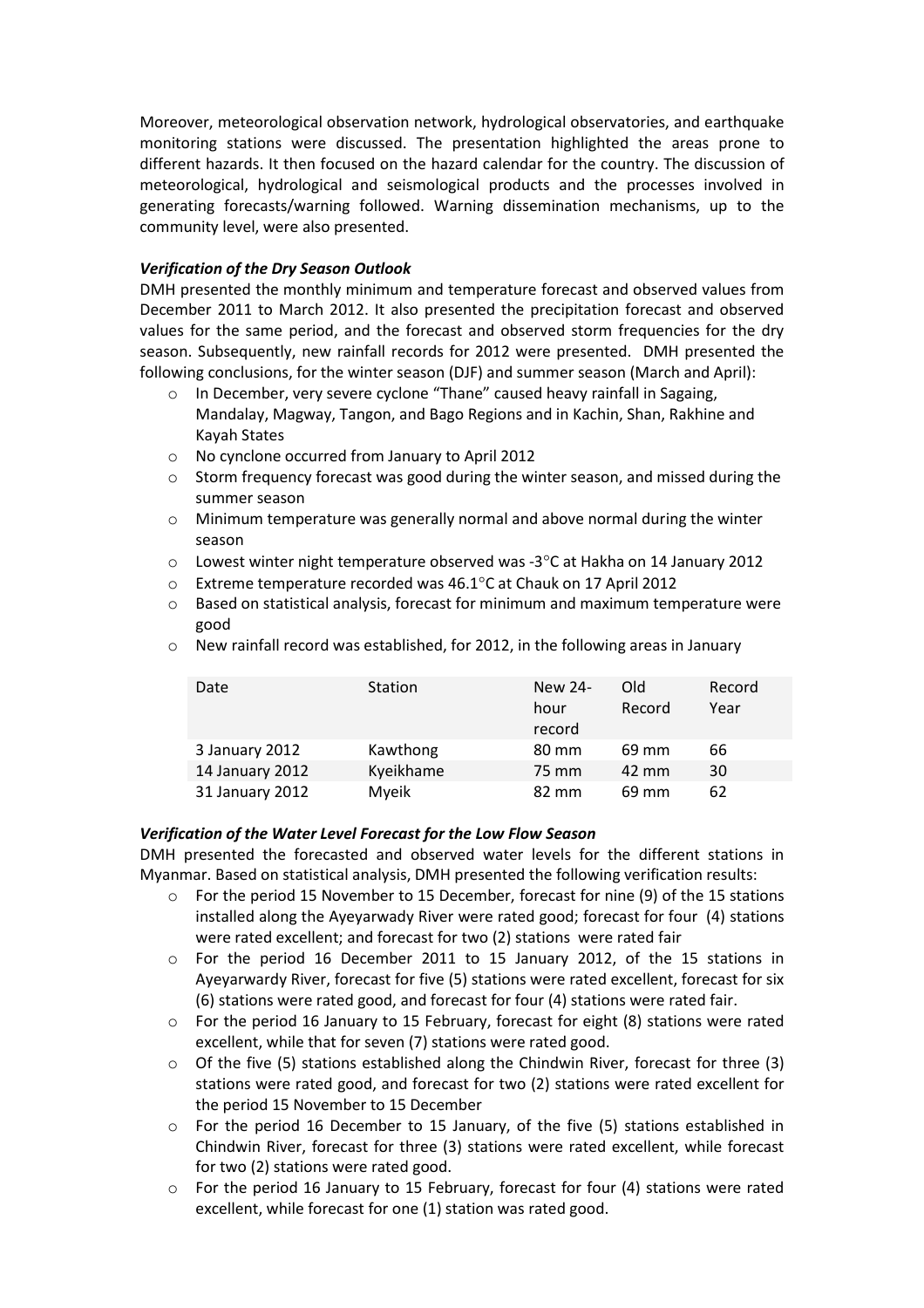Moreover, meteorological observation network, hydrological observatories, and earthquake monitoring stations were discussed. The presentation highlighted the areas prone to different hazards. It then focused on the hazard calendar for the country. The discussion of meteorological, hydrological and seismological products and the processes involved in generating forecasts/warning followed. Warning dissemination mechanisms, up to the community level, were also presented.

***Verification of the Dry Season Outlook***

DMH presented the monthly minimum and temperature forecast and observed values from December 2011 to March 2012. It also presented the precipitation forecast and observed values for the same period, and the forecast and observed storm frequencies for the dry season. Subsequently, new rainfall records for 2012 were presented. DMH presented the following conclusions, for the winter season (DJF) and summer season (March and April):

- In December, very severe cyclone "Thane" caused heavy rainfall in Sagaing, Mandalay, Magway, Tangon, and Bago Regions and in Kachin, Shan, Rakhine and Kayah States
- No cynclone occurred from January to April 2012
- Storm frequency forecast was good during the winter season, and missed during the summer season
- Minimum temperature was generally normal and above normal during the winter season
- Lowest winter night temperature observed was -3°C at Hakha on 14 January 2012
- Extreme temperature recorded was 46.1°C at Chauk on 17 April 2012
- Based on statistical analysis, forecast for minimum and maximum temperature were good
- New rainfall record was established, for 2012, in the following areas in January

| Date | Station | New 24-hour record | Old Record | Record Year |
|---|---|---|---|---|
| 3 January 2012 | Kawthong | 80 mm | 69 mm | 66 |
| 14 January 2012 | Kyeikhame | 75 mm | 42 mm | 30 |
| 31 January 2012 | Myeik | 82 mm | 69 mm | 62 |

***Verification of the Water Level Forecast for the Low Flow Season***

DMH presented the forecasted and observed water levels for the different stations in Myanmar. Based on statistical analysis, DMH presented the following verification results:

- For the period 15 November to 15 December, forecast for nine (9) of the 15 stations installed along the Ayeyarwady River were rated good; forecast for four (4) stations were rated excellent; and forecast for two (2) stations were rated fair
- For the period 16 December 2011 to 15 January 2012, of the 15 stations in Ayeyarwardy River, forecast for five (5) stations were rated excellent, forecast for six (6) stations were rated good, and forecast for four (4) stations were rated fair.
- For the period 16 January to 15 February, forecast for eight (8) stations were rated excellent, while that for seven (7) stations were rated good.
- Of the five (5) stations established along the Chindwin River, forecast for three (3) stations were rated good, and forecast for two (2) stations were rated excellent for the period 15 November to 15 December
- For the period 16 December to 15 January, of the five (5) stations established in Chindwin River, forecast for three (3) stations were rated excellent, while forecast for two (2) stations were rated good.
- For the period 16 January to 15 February, forecast for four (4) stations were rated excellent, while forecast for one (1) station was rated good.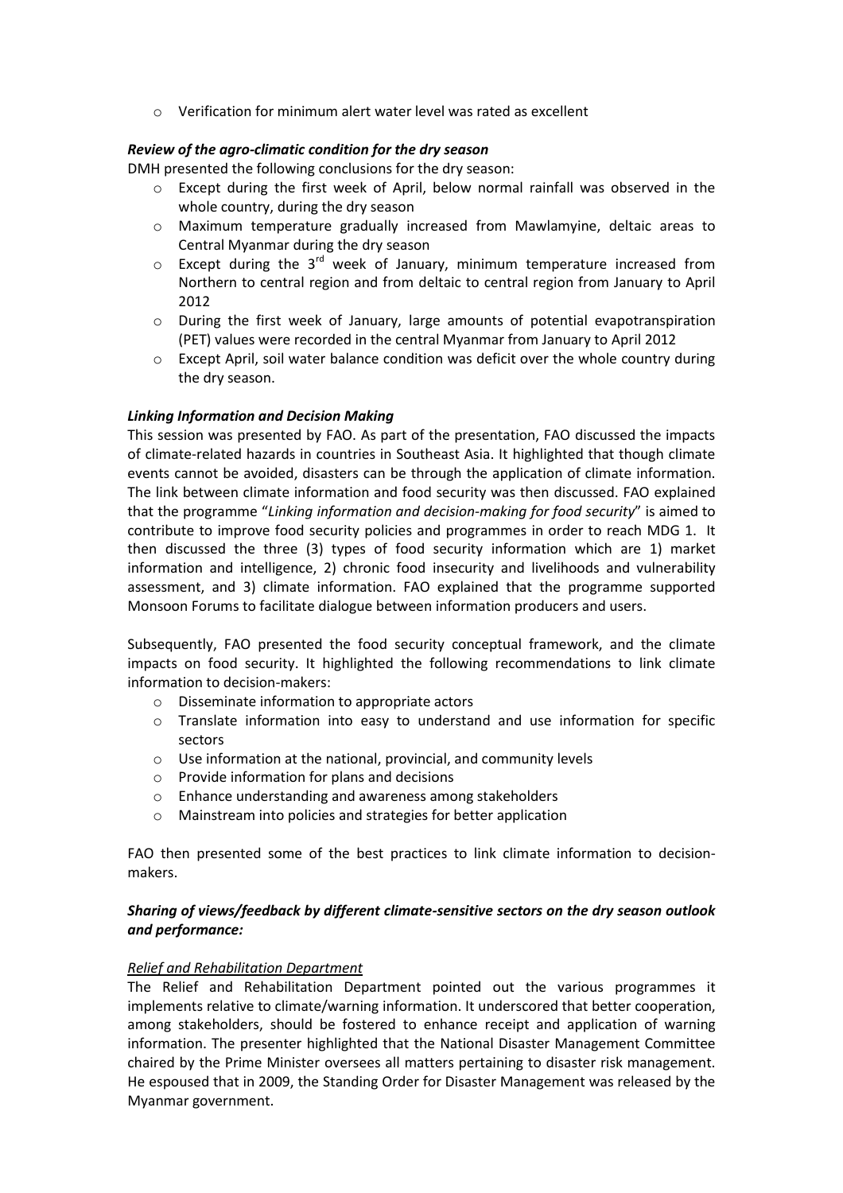- Verification for minimum alert water level was rated as excellent

***Review of the agro-climatic condition for the dry season***

DMH presented the following conclusions for the dry season:

- Except during the first week of April, below normal rainfall was observed in the whole country, during the dry season
- Maximum temperature gradually increased from Mawlamyine, deltaic areas to Central Myanmar during the dry season
- Except during the 3rd week of January, minimum temperature increased from Northern to central region and from deltaic to central region from January to April 2012
- During the first week of January, large amounts of potential evapotranspiration (PET) values were recorded in the central Myanmar from January to April 2012
- Except April, soil water balance condition was deficit over the whole country during the dry season.

***Linking Information and Decision Making***

This session was presented by FAO. As part of the presentation, FAO discussed the impacts of climate-related hazards in countries in Southeast Asia. It highlighted that though climate events cannot be avoided, disasters can be through the application of climate information. The link between climate information and food security was then discussed. FAO explained that the programme "*Linking information and decision-making for food security*" is aimed to contribute to improve food security policies and programmes in order to reach MDG 1. It then discussed the three (3) types of food security information which are 1) market information and intelligence, 2) chronic food insecurity and livelihoods and vulnerability assessment, and 3) climate information. FAO explained that the programme supported Monsoon Forums to facilitate dialogue between information producers and users.

Subsequently, FAO presented the food security conceptual framework, and the climate impacts on food security. It highlighted the following recommendations to link climate information to decision-makers:

- Disseminate information to appropriate actors
- Translate information into easy to understand and use information for specific sectors
- Use information at the national, provincial, and community levels
- Provide information for plans and decisions
- Enhance understanding and awareness among stakeholders
- Mainstream into policies and strategies for better application

FAO then presented some of the best practices to link climate information to decision-makers.

***Sharing of views/feedback by different climate-sensitive sectors on the dry season outlook and performance:***

*Relief and Rehabilitation Department*

The Relief and Rehabilitation Department pointed out the various programmes it implements relative to climate/warning information. It underscored that better cooperation, among stakeholders, should be fostered to enhance receipt and application of warning information. The presenter highlighted that the National Disaster Management Committee chaired by the Prime Minister oversees all matters pertaining to disaster risk management. He espoused that in 2009, the Standing Order for Disaster Management was released by the Myanmar government.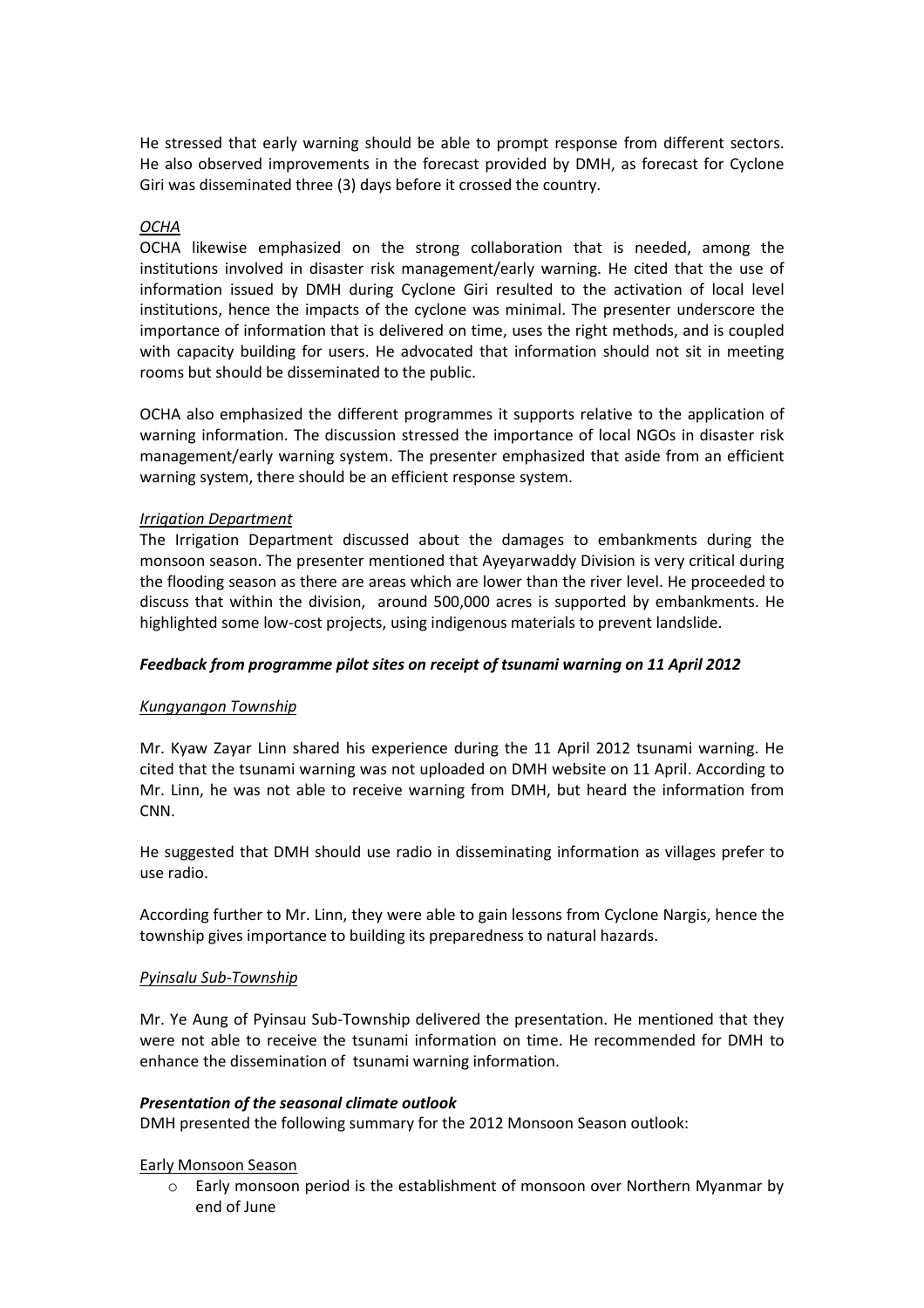He stressed that early warning should be able to prompt response from different sectors. He also observed improvements in the forecast provided by DMH, as forecast for Cyclone Giri was disseminated three (3) days before it crossed the country.

*OCHA*

OCHA likewise emphasized on the strong collaboration that is needed, among the institutions involved in disaster risk management/early warning. He cited that the use of information issued by DMH during Cyclone Giri resulted to the activation of local level institutions, hence the impacts of the cyclone was minimal. The presenter underscore the importance of information that is delivered on time, uses the right methods, and is coupled with capacity building for users. He advocated that information should not sit in meeting rooms but should be disseminated to the public.

OCHA also emphasized the different programmes it supports relative to the application of warning information. The discussion stressed the importance of local NGOs in disaster risk management/early warning system. The presenter emphasized that aside from an efficient warning system, there should be an efficient response system.

*Irrigation Department*

The Irrigation Department discussed about the damages to embankments during the monsoon season. The presenter mentioned that Ayeyarwaddy Division is very critical during the flooding season as there are areas which are lower than the river level. He proceeded to discuss that within the division, around 500,000 acres is supported by embankments. He highlighted some low-cost projects, using indigenous materials to prevent landslide.

***Feedback from programme pilot sites on receipt of tsunami warning on 11 April 2012***

*Kungyangon Township*

Mr. Kyaw Zayar Linn shared his experience during the 11 April 2012 tsunami warning. He cited that the tsunami warning was not uploaded on DMH website on 11 April. According to Mr. Linn, he was not able to receive warning from DMH, but heard the information from CNN.

He suggested that DMH should use radio in disseminating information as villages prefer to use radio.

According further to Mr. Linn, they were able to gain lessons from Cyclone Nargis, hence the township gives importance to building its preparedness to natural hazards.

*Pyinsalu Sub-Township*

Mr. Ye Aung of Pyinsau Sub-Township delivered the presentation. He mentioned that they were not able to receive the tsunami information on time. He recommended for DMH to enhance the dissemination of tsunami warning information.

***Presentation of the seasonal climate outlook***

DMH presented the following summary for the 2012 Monsoon Season outlook:

Early Monsoon Season

- Early monsoon period is the establishment of monsoon over Northern Myanmar by end of June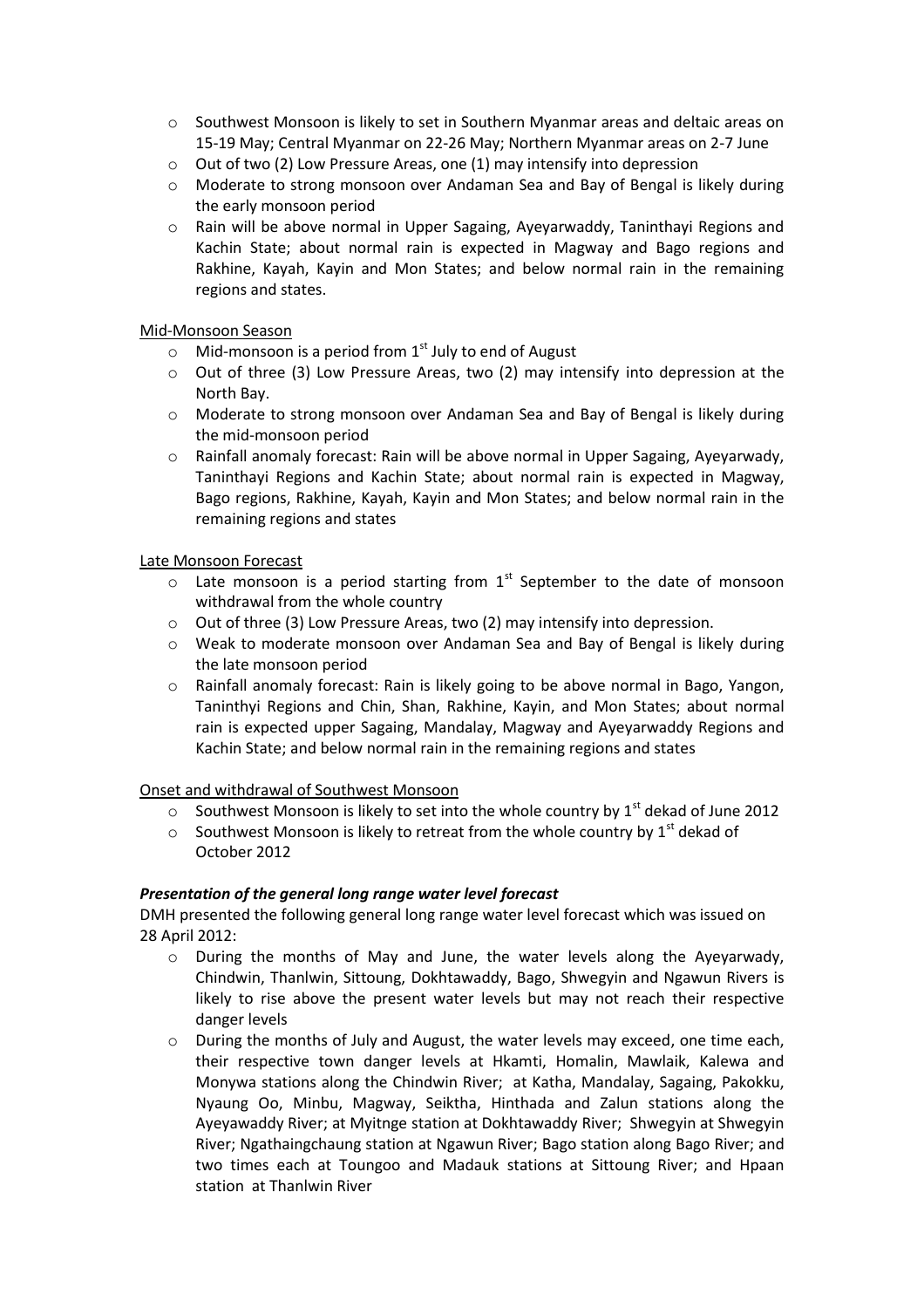- Southwest Monsoon is likely to set in Southern Myanmar areas and deltaic areas on 15-19 May; Central Myanmar on 22-26 May; Northern Myanmar areas on 2-7 June
- Out of two (2) Low Pressure Areas, one (1) may intensify into depression
- Moderate to strong monsoon over Andaman Sea and Bay of Bengal is likely during the early monsoon period
- Rain will be above normal in Upper Sagaing, Ayeyarwaddy, Taninthayi Regions and Kachin State; about normal rain is expected in Magway and Bago regions and Rakhine, Kayah, Kayin and Mon States; and below normal rain in the remaining regions and states.

Mid-Monsoon Season

- Mid-monsoon is a period from 1st July to end of August
- Out of three (3) Low Pressure Areas, two (2) may intensify into depression at the North Bay.
- Moderate to strong monsoon over Andaman Sea and Bay of Bengal is likely during the mid-monsoon period
- Rainfall anomaly forecast: Rain will be above normal in Upper Sagaing, Ayeyarwady, Taninthayi Regions and Kachin State; about normal rain is expected in Magway, Bago regions, Rakhine, Kayah, Kayin and Mon States; and below normal rain in the remaining regions and states

Late Monsoon Forecast

- Late monsoon is a period starting from 1st September to the date of monsoon withdrawal from the whole country
- Out of three (3) Low Pressure Areas, two (2) may intensify into depression.
- Weak to moderate monsoon over Andaman Sea and Bay of Bengal is likely during the late monsoon period
- Rainfall anomaly forecast: Rain is likely going to be above normal in Bago, Yangon, Taninthyi Regions and Chin, Shan, Rakhine, Kayin, and Mon States; about normal rain is expected upper Sagaing, Mandalay, Magway and Ayeyarwaddy Regions and Kachin State; and below normal rain in the remaining regions and states

Onset and withdrawal of Southwest Monsoon

- Southwest Monsoon is likely to set into the whole country by 1st dekad of June 2012
- Southwest Monsoon is likely to retreat from the whole country by 1st dekad of October 2012

***Presentation of the general long range water level forecast***

DMH presented the following general long range water level forecast which was issued on 28 April 2012:

- During the months of May and June, the water levels along the Ayeyarwady, Chindwin, Thanlwin, Sittoung, Dokhtawaddy, Bago, Shwegyin and Ngawun Rivers is likely to rise above the present water levels but may not reach their respective danger levels
- During the months of July and August, the water levels may exceed, one time each, their respective town danger levels at Hkamti, Homalin, Mawlaik, Kalewa and Monywa stations along the Chindwin River; at Katha, Mandalay, Sagaing, Pakokku, Nyaung Oo, Minbu, Magway, Seiktha, Hinthada and Zalun stations along the Ayeyawaddy River; at Myitnge station at Dokhtawaddy River; Shwegyin at Shwegyin River; Ngathaingchaung station at Ngawun River; Bago station along Bago River; and two times each at Toungoo and Madauk stations at Sittoung River; and Hpaan station at Thanlwin River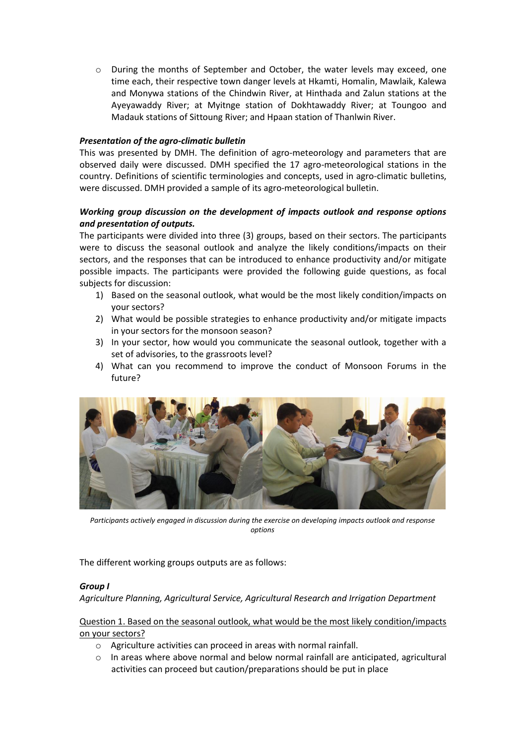- During the months of September and October, the water levels may exceed, one time each, their respective town danger levels at Hkamti, Homalin, Mawlaik, Kalewa and Monywa stations of the Chindwin River, at Hinthada and Zalun stations at the Ayeyawaddy River; at Myitnge station of Dokhtawaddy River; at Toungoo and Madauk stations of Sittoung River; and Hpaan station of Thanlwin River.

***Presentation of the agro-climatic bulletin***

This was presented by DMH. The definition of agro-meteorology and parameters that are observed daily were discussed. DMH specified the 17 agro-meteorological stations in the country. Definitions of scientific terminologies and concepts, used in agro-climatic bulletins, were discussed. DMH provided a sample of its agro-meteorological bulletin.

***Working group discussion on the development of impacts outlook and response options and presentation of outputs.***

The participants were divided into three (3) groups, based on their sectors. The participants were to discuss the seasonal outlook and analyze the likely conditions/impacts on their sectors, and the responses that can be introduced to enhance productivity and/or mitigate possible impacts. The participants were provided the following guide questions, as focal subjects for discussion:

1) Based on the seasonal outlook, what would be the most likely condition/impacts on your sectors?
2) What would be possible strategies to enhance productivity and/or mitigate impacts in your sectors for the monsoon season?
3) In your sector, how would you communicate the seasonal outlook, together with a set of advisories, to the grassroots level?
4) What can you recommend to improve the conduct of Monsoon Forums in the future?

*Participants actively engaged in discussion during the exercise on developing impacts outlook and response options*

The different working groups outputs are as follows:

***Group I***

*Agriculture Planning, Agricultural Service, Agricultural Research and Irrigation Department*

Question 1. Based on the seasonal outlook, what would be the most likely condition/impacts on your sectors?

- Agriculture activities can proceed in areas with normal rainfall.
- In areas where above normal and below normal rainfall are anticipated, agricultural activities can proceed but caution/preparations should be put in place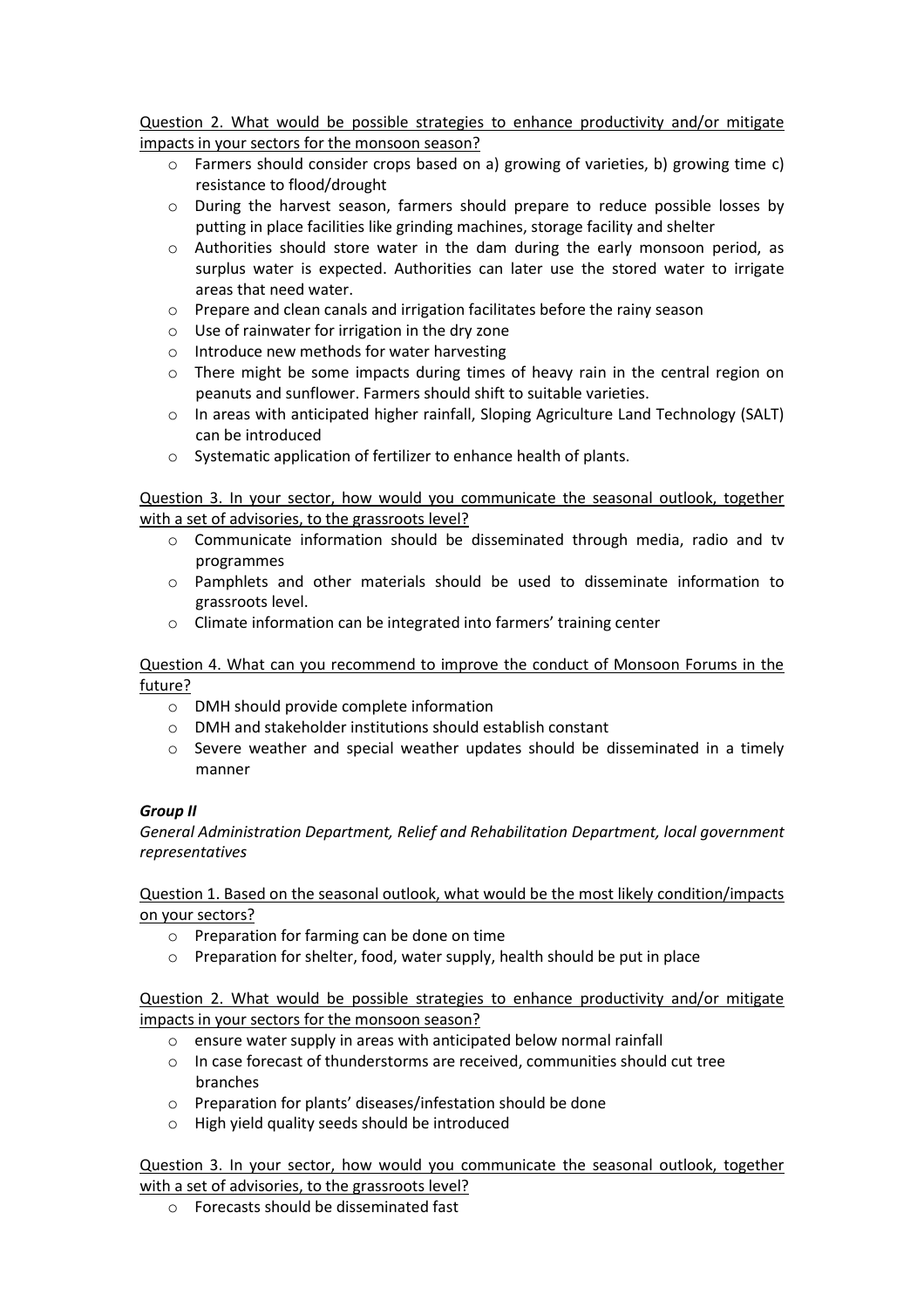Question 2. What would be possible strategies to enhance productivity and/or mitigate impacts in your sectors for the monsoon season?

- Farmers should consider crops based on a) growing of varieties, b) growing time c) resistance to flood/drought
- During the harvest season, farmers should prepare to reduce possible losses by putting in place facilities like grinding machines, storage facility and shelter
- Authorities should store water in the dam during the early monsoon period, as surplus water is expected. Authorities can later use the stored water to irrigate areas that need water.
- Prepare and clean canals and irrigation facilitates before the rainy season
- Use of rainwater for irrigation in the dry zone
- Introduce new methods for water harvesting
- There might be some impacts during times of heavy rain in the central region on peanuts and sunflower. Farmers should shift to suitable varieties.
- In areas with anticipated higher rainfall, Sloping Agriculture Land Technology (SALT) can be introduced
- Systematic application of fertilizer to enhance health of plants.

Question 3. In your sector, how would you communicate the seasonal outlook, together with a set of advisories, to the grassroots level?

- Communicate information should be disseminated through media, radio and tv programmes
- Pamphlets and other materials should be used to disseminate information to grassroots level.
- Climate information can be integrated into farmers' training center

Question 4. What can you recommend to improve the conduct of Monsoon Forums in the future?

- DMH should provide complete information
- DMH and stakeholder institutions should establish constant
- Severe weather and special weather updates should be disseminated in a timely manner

***Group II***

*General Administration Department, Relief and Rehabilitation Department, local government representatives*

Question 1. Based on the seasonal outlook, what would be the most likely condition/impacts on your sectors?

- Preparation for farming can be done on time
- Preparation for shelter, food, water supply, health should be put in place

Question 2. What would be possible strategies to enhance productivity and/or mitigate impacts in your sectors for the monsoon season?

- ensure water supply in areas with anticipated below normal rainfall
- In case forecast of thunderstorms are received, communities should cut tree branches
- Preparation for plants' diseases/infestation should be done
- High yield quality seeds should be introduced

Question 3. In your sector, how would you communicate the seasonal outlook, together with a set of advisories, to the grassroots level?

- Forecasts should be disseminated fast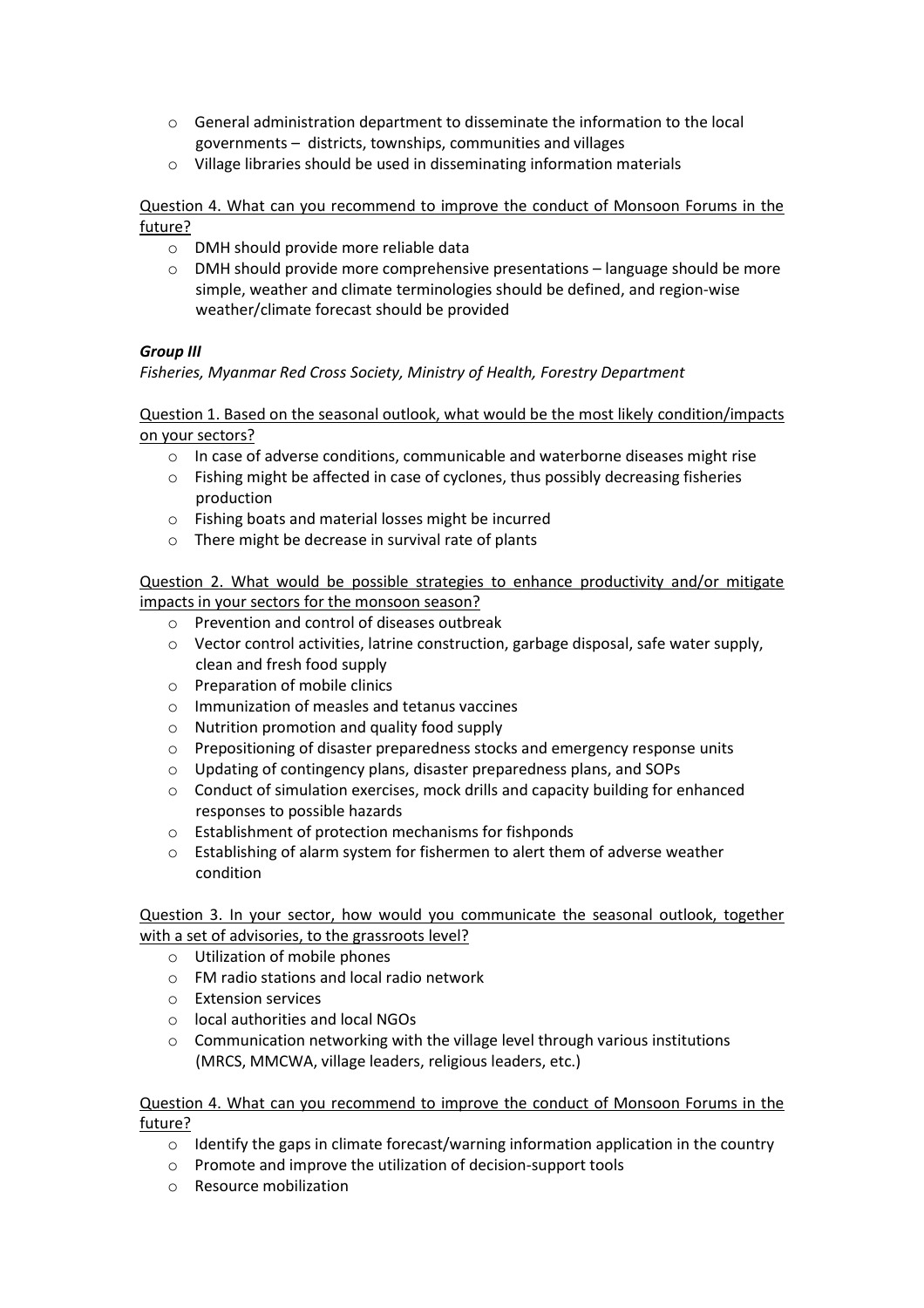- General administration department to disseminate the information to the local governments – districts, townships, communities and villages
- Village libraries should be used in disseminating information materials

Question 4. What can you recommend to improve the conduct of Monsoon Forums in the future?

- DMH should provide more reliable data
- DMH should provide more comprehensive presentations – language should be more simple, weather and climate terminologies should be defined, and region-wise weather/climate forecast should be provided

***Group III***

*Fisheries, Myanmar Red Cross Society, Ministry of Health, Forestry Department*

Question 1. Based on the seasonal outlook, what would be the most likely condition/impacts on your sectors?

- In case of adverse conditions, communicable and waterborne diseases might rise
- Fishing might be affected in case of cyclones, thus possibly decreasing fisheries production
- Fishing boats and material losses might be incurred
- There might be decrease in survival rate of plants

Question 2. What would be possible strategies to enhance productivity and/or mitigate impacts in your sectors for the monsoon season?

- Prevention and control of diseases outbreak
- Vector control activities, latrine construction, garbage disposal, safe water supply, clean and fresh food supply
- Preparation of mobile clinics
- Immunization of measles and tetanus vaccines
- Nutrition promotion and quality food supply
- Prepositioning of disaster preparedness stocks and emergency response units
- Updating of contingency plans, disaster preparedness plans, and SOPs
- Conduct of simulation exercises, mock drills and capacity building for enhanced responses to possible hazards
- Establishment of protection mechanisms for fishponds
- Establishing of alarm system for fishermen to alert them of adverse weather condition

Question 3. In your sector, how would you communicate the seasonal outlook, together with a set of advisories, to the grassroots level?

- Utilization of mobile phones
- FM radio stations and local radio network
- Extension services
- local authorities and local NGOs
- Communication networking with the village level through various institutions (MRCS, MMCWA, village leaders, religious leaders, etc.)

Question 4. What can you recommend to improve the conduct of Monsoon Forums in the future?

- Identify the gaps in climate forecast/warning information application in the country
- Promote and improve the utilization of decision-support tools
- Resource mobilization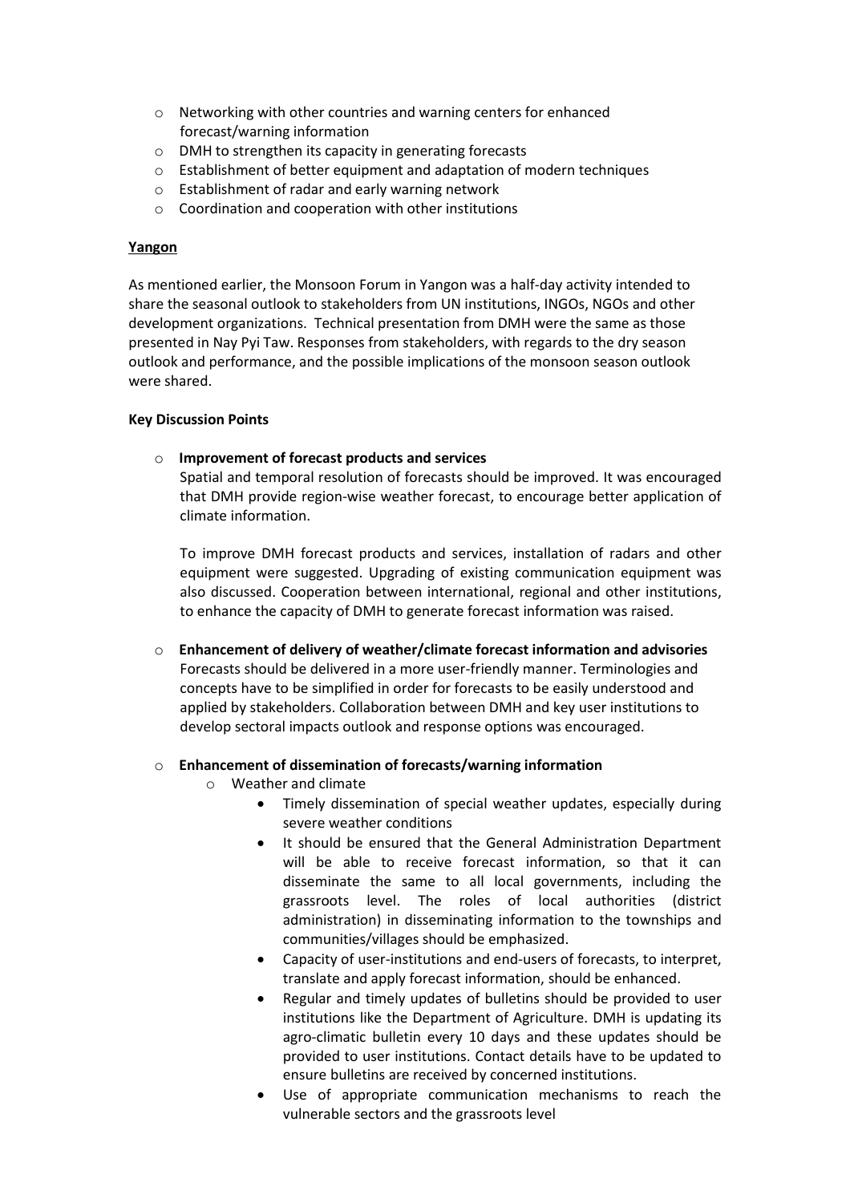- Networking with other countries and warning centers for enhanced forecast/warning information
- DMH to strengthen its capacity in generating forecasts
- Establishment of better equipment and adaptation of modern techniques
- Establishment of radar and early warning network
- Coordination and cooperation with other institutions

**Yangon**

As mentioned earlier, the Monsoon Forum in Yangon was a half-day activity intended to share the seasonal outlook to stakeholders from UN institutions, INGOs, NGOs and other development organizations. Technical presentation from DMH were the same as those presented in Nay Pyi Taw. Responses from stakeholders, with regards to the dry season outlook and performance, and the possible implications of the monsoon season outlook were shared.

**Key Discussion Points**

- **Improvement of forecast products and services**

  Spatial and temporal resolution of forecasts should be improved. It was encouraged that DMH provide region-wise weather forecast, to encourage better application of climate information.

  To improve DMH forecast products and services, installation of radars and other equipment were suggested. Upgrading of existing communication equipment was also discussed. Cooperation between international, regional and other institutions, to enhance the capacity of DMH to generate forecast information was raised.

- **Enhancement of delivery of weather/climate forecast information and advisories**

  Forecasts should be delivered in a more user-friendly manner. Terminologies and concepts have to be simplified in order for forecasts to be easily understood and applied by stakeholders. Collaboration between DMH and key user institutions to develop sectoral impacts outlook and response options was encouraged.

- **Enhancement of dissemination of forecasts/warning information**
  - Weather and climate
    - Timely dissemination of special weather updates, especially during severe weather conditions
    - It should be ensured that the General Administration Department will be able to receive forecast information, so that it can disseminate the same to all local governments, including the grassroots level. The roles of local authorities (district administration) in disseminating information to the townships and communities/villages should be emphasized.
    - Capacity of user-institutions and end-users of forecasts, to interpret, translate and apply forecast information, should be enhanced.
    - Regular and timely updates of bulletins should be provided to user institutions like the Department of Agriculture. DMH is updating its agro-climatic bulletin every 10 days and these updates should be provided to user institutions. Contact details have to be updated to ensure bulletins are received by concerned institutions.
    - Use of appropriate communication mechanisms to reach the vulnerable sectors and the grassroots level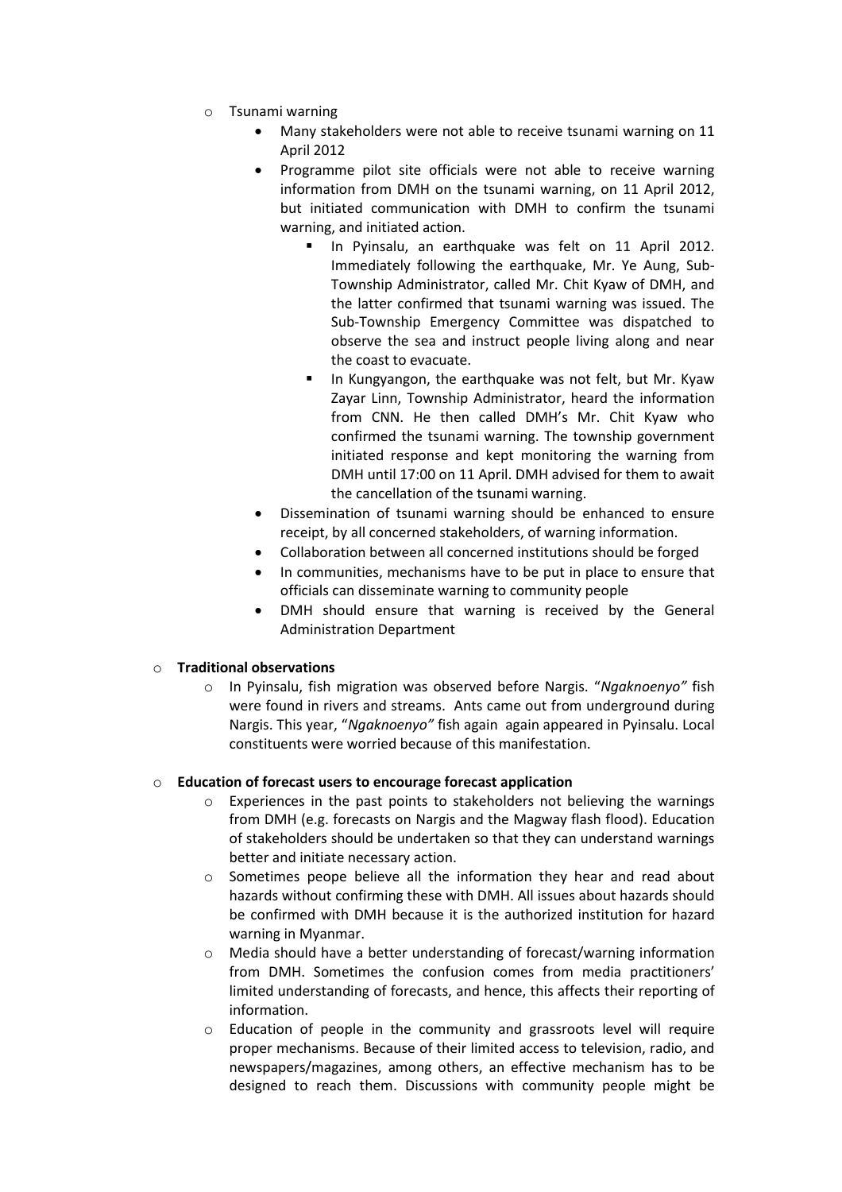- Tsunami warning
    - Many stakeholders were not able to receive tsunami warning on 11 April 2012
    - Programme pilot site officials were not able to receive warning information from DMH on the tsunami warning, on 11 April 2012, but initiated communication with DMH to confirm the tsunami warning, and initiated action.
        - In Pyinsalu, an earthquake was felt on 11 April 2012. Immediately following the earthquake, Mr. Ye Aung, Sub-Township Administrator, called Mr. Chit Kyaw of DMH, and the latter confirmed that tsunami warning was issued. The Sub-Township Emergency Committee was dispatched to observe the sea and instruct people living along and near the coast to evacuate.
        - In Kungyangon, the earthquake was not felt, but Mr. Kyaw Zayar Linn, Township Administrator, heard the information from CNN. He then called DMH's Mr. Chit Kyaw who confirmed the tsunami warning. The township government initiated response and kept monitoring the warning from DMH until 17:00 on 11 April. DMH advised for them to await the cancellation of the tsunami warning.
    - Dissemination of tsunami warning should be enhanced to ensure receipt, by all concerned stakeholders, of warning information.
    - Collaboration between all concerned institutions should be forged
    - In communities, mechanisms have to be put in place to ensure that officials can disseminate warning to community people
    - DMH should ensure that warning is received by the General Administration Department

- **Traditional observations**
    - In Pyinsalu, fish migration was observed before Nargis. "*Ngaknoenyo"* fish were found in rivers and streams. Ants came out from underground during Nargis. This year, "*Ngaknoenyo"* fish again again appeared in Pyinsalu. Local constituents were worried because of this manifestation.

- **Education of forecast users to encourage forecast application**
    - Experiences in the past points to stakeholders not believing the warnings from DMH (e.g. forecasts on Nargis and the Magway flash flood). Education of stakeholders should be undertaken so that they can understand warnings better and initiate necessary action.
    - Sometimes peope believe all the information they hear and read about hazards without confirming these with DMH. All issues about hazards should be confirmed with DMH because it is the authorized institution for hazard warning in Myanmar.
    - Media should have a better understanding of forecast/warning information from DMH. Sometimes the confusion comes from media practitioners' limited understanding of forecasts, and hence, this affects their reporting of information.
    - Education of people in the community and grassroots level will require proper mechanisms. Because of their limited access to television, radio, and newspapers/magazines, among others, an effective mechanism has to be designed to reach them. Discussions with community people might be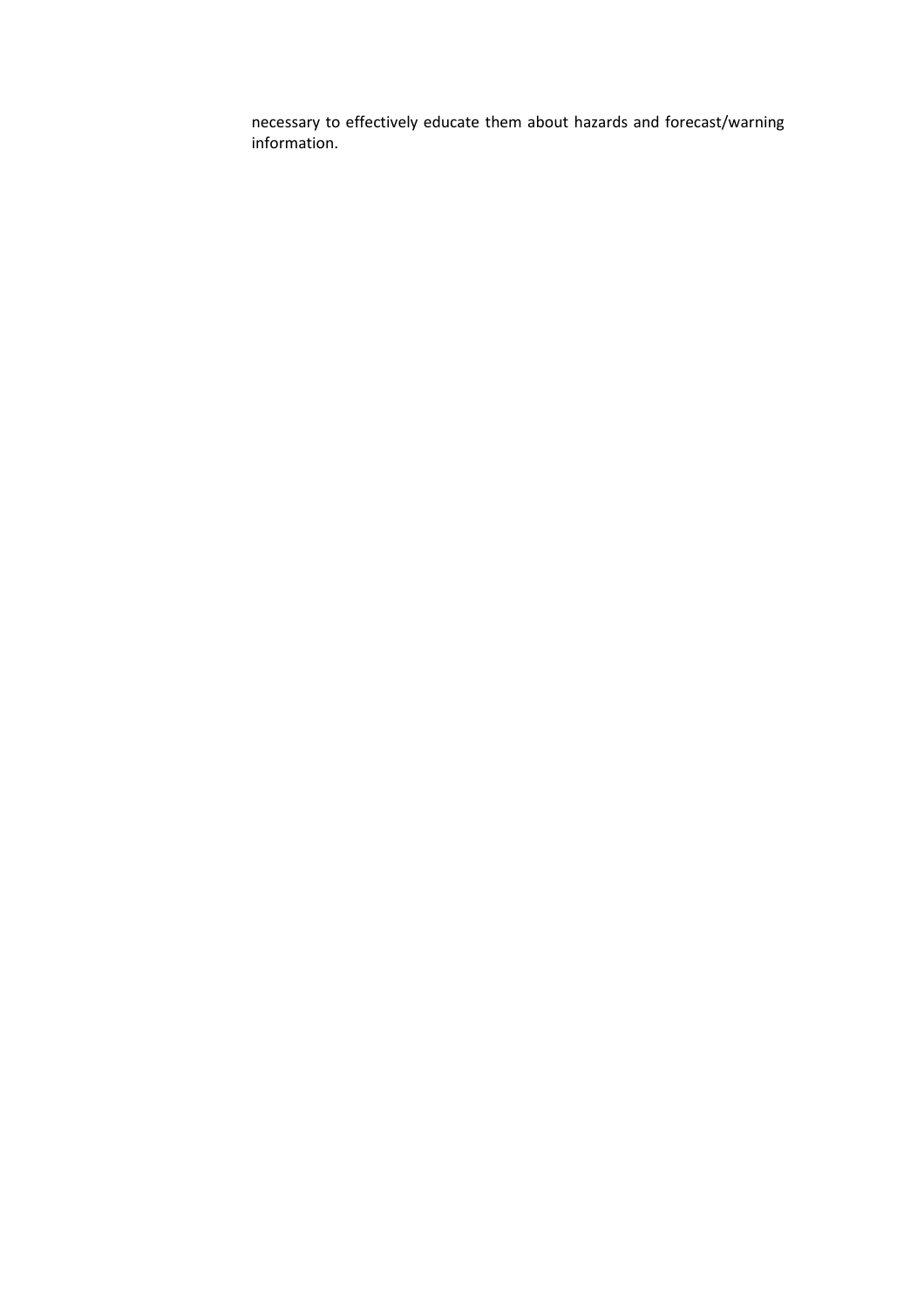necessary to effectively educate them about hazards and forecast/warning information.